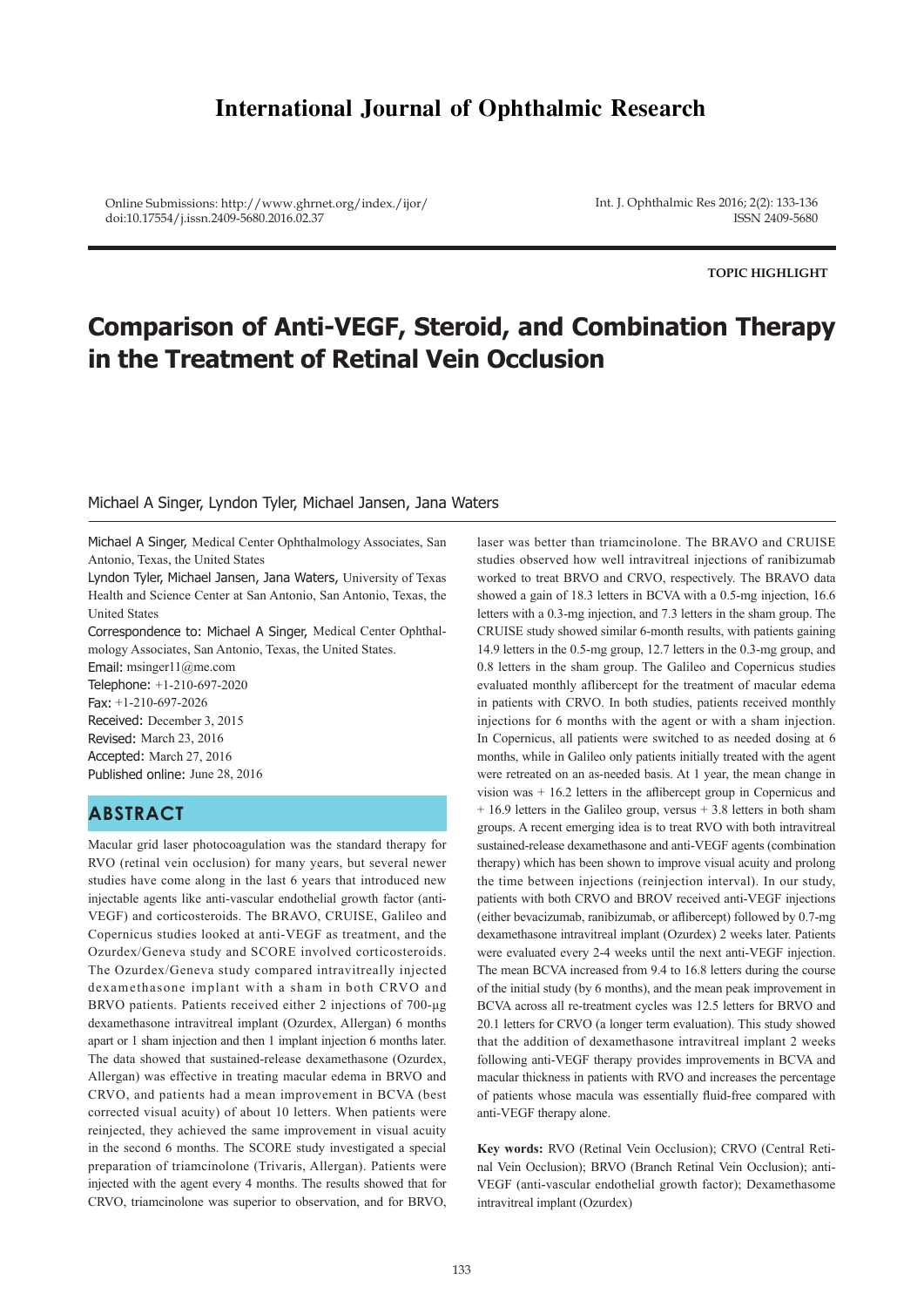# International Journal of Ophthalmic Research

Online Submissions: http://www.ghrnet.org/index./ijor/
doi:10.17554/j.issn.2409-5680.2016.02.37

Int. J. Ophthalmic Res 2016; 2(2): 133-136
ISSN 2409-5680

**TOPIC HIGHLIGHT**

# Comparison of Anti-VEGF, Steroid, and Combination Therapy in the Treatment of Retinal Vein Occlusion

Michael A Singer, Lyndon Tyler, Michael Jansen, Jana Waters

Michael A Singer, Medical Center Ophthalmology Associates, San Antonio, Texas, the United States

Lyndon Tyler, Michael Jansen, Jana Waters, University of Texas Health and Science Center at San Antonio, San Antonio, Texas, the United States

Correspondence to: Michael A Singer, Medical Center Ophthalmology Associates, San Antonio, Texas, the United States.

Email: msinger11@me.com

Telephone: +1-210-697-2020

Fax: +1-210-697-2026

Received: December 3, 2015

Revised: March 23, 2016

Accepted: March 27, 2016

Published online: June 28, 2016

## ABSTRACT

Macular grid laser photocoagulation was the standard therapy for RVO (retinal vein occlusion) for many years, but several newer studies have come along in the last 6 years that introduced new injectable agents like anti-vascular endothelial growth factor (anti-VEGF) and corticosteroids. The BRAVO, CRUISE, Galileo and Copernicus studies looked at anti-VEGF as treatment, and the Ozurdex/Geneva study and SCORE involved corticosteroids. The Ozurdex/Geneva study compared intravitreally injected dexamethasone implant with a sham in both CRVO and BRVO patients. Patients received either 2 injections of 700-µg dexamethasone intravitreal implant (Ozurdex, Allergan) 6 months apart or 1 sham injection and then 1 implant injection 6 months later. The data showed that sustained-release dexamethasone (Ozurdex, Allergan) was effective in treating macular edema in BRVO and CRVO, and patients had a mean improvement in BCVA (best corrected visual acuity) of about 10 letters. When patients were reinjected, they achieved the same improvement in visual acuity in the second 6 months. The SCORE study investigated a special preparation of triamcinolone (Trivaris, Allergan). Patients were injected with the agent every 4 months. The results showed that for CRVO, triamcinolone was superior to observation, and for BRVO, laser was better than triamcinolone. The BRAVO and CRUISE studies observed how well intravitreal injections of ranibizumab worked to treat BRVO and CRVO, respectively. The BRAVO data showed a gain of 18.3 letters in BCVA with a 0.5-mg injection, 16.6 letters with a 0.3-mg injection, and 7.3 letters in the sham group. The CRUISE study showed similar 6-month results, with patients gaining 14.9 letters in the 0.5-mg group, 12.7 letters in the 0.3-mg group, and 0.8 letters in the sham group. The Galileo and Copernicus studies evaluated monthly aflibercept for the treatment of macular edema in patients with CRVO. In both studies, patients received monthly injections for 6 months with the agent or with a sham injection. In Copernicus, all patients were switched to as needed dosing at 6 months, while in Galileo only patients initially treated with the agent were retreated on an as-needed basis. At 1 year, the mean change in vision was + 16.2 letters in the aflibercept group in Copernicus and + 16.9 letters in the Galileo group, versus + 3.8 letters in both sham groups. A recent emerging idea is to treat RVO with both intravitreal sustained-release dexamethasone and anti-VEGF agents (combination therapy) which has been shown to improve visual acuity and prolong the time between injections (reinjection interval). In our study, patients with both CRVO and BROV received anti-VEGF injections (either bevacizumab, ranibizumab, or aflibercept) followed by 0.7-mg dexamethasone intravitreal implant (Ozurdex) 2 weeks later. Patients were evaluated every 2-4 weeks until the next anti-VEGF injection. The mean BCVA increased from 9.4 to 16.8 letters during the course of the initial study (by 6 months), and the mean peak improvement in BCVA across all re-treatment cycles was 12.5 letters for BRVO and 20.1 letters for CRVO (a longer term evaluation). This study showed that the addition of dexamethasone intravitreal implant 2 weeks following anti-VEGF therapy provides improvements in BCVA and macular thickness in patients with RVO and increases the percentage of patients whose macula was essentially fluid-free compared with anti-VEGF therapy alone.

**Key words:** RVO (Retinal Vein Occlusion); CRVO (Central Retinal Vein Occlusion); BRVO (Branch Retinal Vein Occlusion); anti-VEGF (anti-vascular endothelial growth factor); Dexamethasome intravitreal implant (Ozurdex)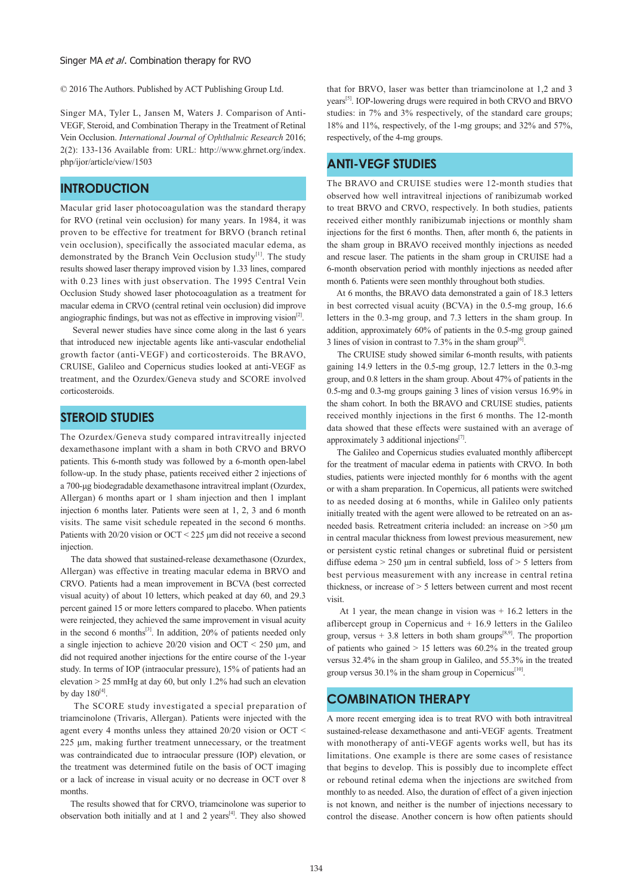© 2016 The Authors. Published by ACT Publishing Group Ltd.

Singer MA, Tyler L, Jansen M, Waters J. Comparison of Anti-VEGF, Steroid, and Combination Therapy in the Treatment of Retinal Vein Occlusion. *International Journal of Ophthalmic Research* 2016; 2(2): 133-136 Available from: URL: http://www.ghrnet.org/index.php/ijor/article/view/1503

## INTRODUCTION

Macular grid laser photocoagulation was the standard therapy for RVO (retinal vein occlusion) for many years. In 1984, it was proven to be effective for treatment for BRVO (branch retinal vein occlusion), specifically the associated macular edema, as demonstrated by the Branch Vein Occlusion study[1]. The study results showed laser therapy improved vision by 1.33 lines, compared with 0.23 lines with just observation. The 1995 Central Vein Occlusion Study showed laser photocoagulation as a treatment for macular edema in CRVO (central retinal vein occlusion) did improve angiographic findings, but was not as effective in improving vision[2].

Several newer studies have since come along in the last 6 years that introduced new injectable agents like anti-vascular endothelial growth factor (anti-VEGF) and corticosteroids. The BRAVO, CRUISE, Galileo and Copernicus studies looked at anti-VEGF as treatment, and the Ozurdex/Geneva study and SCORE involved corticosteroids.

## STEROID STUDIES

The Ozurdex/Geneva study compared intravitreally injected dexamethasone implant with a sham in both CRVO and BRVO patients. This 6-month study was followed by a 6-month open-label follow-up. In the study phase, patients received either 2 injections of a 700-µg biodegradable dexamethasone intravitreal implant (Ozurdex, Allergan) 6 months apart or 1 sham injection and then 1 implant injection 6 months later. Patients were seen at 1, 2, 3 and 6 month visits. The same visit schedule repeated in the second 6 months. Patients with 20/20 vision or OCT < 225 µm did not receive a second injection.

The data showed that sustained-release dexamethasone (Ozurdex, Allergan) was effective in treating macular edema in BRVO and CRVO. Patients had a mean improvement in BCVA (best corrected visual acuity) of about 10 letters, which peaked at day 60, and 29.3 percent gained 15 or more letters compared to placebo. When patients were reinjected, they achieved the same improvement in visual acuity in the second 6 months[3]. In addition, 20% of patients needed only a single injection to achieve 20/20 vision and OCT < 250 µm, and did not required another injections for the entire course of the 1-year study. In terms of IOP (intraocular pressure), 15% of patients had an elevation > 25 mmHg at day 60, but only 1.2% had such an elevation by day 180[4].

The SCORE study investigated a special preparation of triamcinolone (Trivaris, Allergan). Patients were injected with the agent every 4 months unless they attained 20/20 vision or OCT < 225 µm, making further treatment unnecessary, or the treatment was contraindicated due to intraocular pressure (IOP) elevation, or the treatment was determined futile on the basis of OCT imaging or a lack of increase in visual acuity or no decrease in OCT over 8 months.

The results showed that for CRVO, triamcinolone was superior to observation both initially and at 1 and 2 years[4]. They also showed that for BRVO, laser was better than triamcinolone at 1,2 and 3 years[5]. IOP-lowering drugs were required in both CRVO and BRVO studies: in 7% and 3% respectively, of the standard care groups; 18% and 11%, respectively, of the 1-mg groups; and 32% and 57%, respectively, of the 4-mg groups.

## ANTI-VEGF STUDIES

The BRAVO and CRUISE studies were 12-month studies that observed how well intravitreal injections of ranibizumab worked to treat BRVO and CRVO, respectively. In both studies, patients received either monthly ranibizumab injections or monthly sham injections for the first 6 months. Then, after month 6, the patients in the sham group in BRAVO received monthly injections as needed and rescue laser. The patients in the sham group in CRUISE had a 6-month observation period with monthly injections as needed after month 6. Patients were seen monthly throughout both studies.

At 6 months, the BRAVO data demonstrated a gain of 18.3 letters in best corrected visual acuity (BCVA) in the 0.5-mg group, 16.6 letters in the 0.3-mg group, and 7.3 letters in the sham group. In addition, approximately 60% of patients in the 0.5-mg group gained 3 lines of vision in contrast to 7.3% in the sham group[6].

The CRUISE study showed similar 6-month results, with patients gaining 14.9 letters in the 0.5-mg group, 12.7 letters in the 0.3-mg group, and 0.8 letters in the sham group. About 47% of patients in the 0.5-mg and 0.3-mg groups gaining 3 lines of vision versus 16.9% in the sham cohort. In both the BRAVO and CRUISE studies, patients received monthly injections in the first 6 months. The 12-month data showed that these effects were sustained with an average of approximately 3 additional injections[7].

The Galileo and Copernicus studies evaluated monthly aflibercept for the treatment of macular edema in patients with CRVO. In both studies, patients were injected monthly for 6 months with the agent or with a sham preparation. In Copernicus, all patients were switched to as needed dosing at 6 months, while in Galileo only patients initially treated with the agent were allowed to be retreated on an as-needed basis. Retreatment criteria included: an increase on >50 µm in central macular thickness from lowest previous measurement, new or persistent cystic retinal changes or subretinal fluid or persistent diffuse edema > 250 µm in central subfield, loss of > 5 letters from best pervious measurement with any increase in central retina thickness, or increase of > 5 letters between current and most recent visit.

At 1 year, the mean change in vision was + 16.2 letters in the aflibercept group in Copernicus and + 16.9 letters in the Galileo group, versus + 3.8 letters in both sham groups[8,9]. The proportion of patients who gained > 15 letters was 60.2% in the treated group versus 32.4% in the sham group in Galileo, and 55.3% in the treated group versus 30.1% in the sham group in Copernicus[10].

## COMBINATION THERAPY

A more recent emerging idea is to treat RVO with both intravitreal sustained-release dexamethasone and anti-VEGF agents. Treatment with monotherapy of anti-VEGF agents works well, but has its limitations. One example is there are some cases of resistance that begins to develop. This is possibly due to incomplete effect or rebound retinal edema when the injections are switched from monthly to as needed. Also, the duration of effect of a given injection is not known, and neither is the number of injections necessary to control the disease. Another concern is how often patients should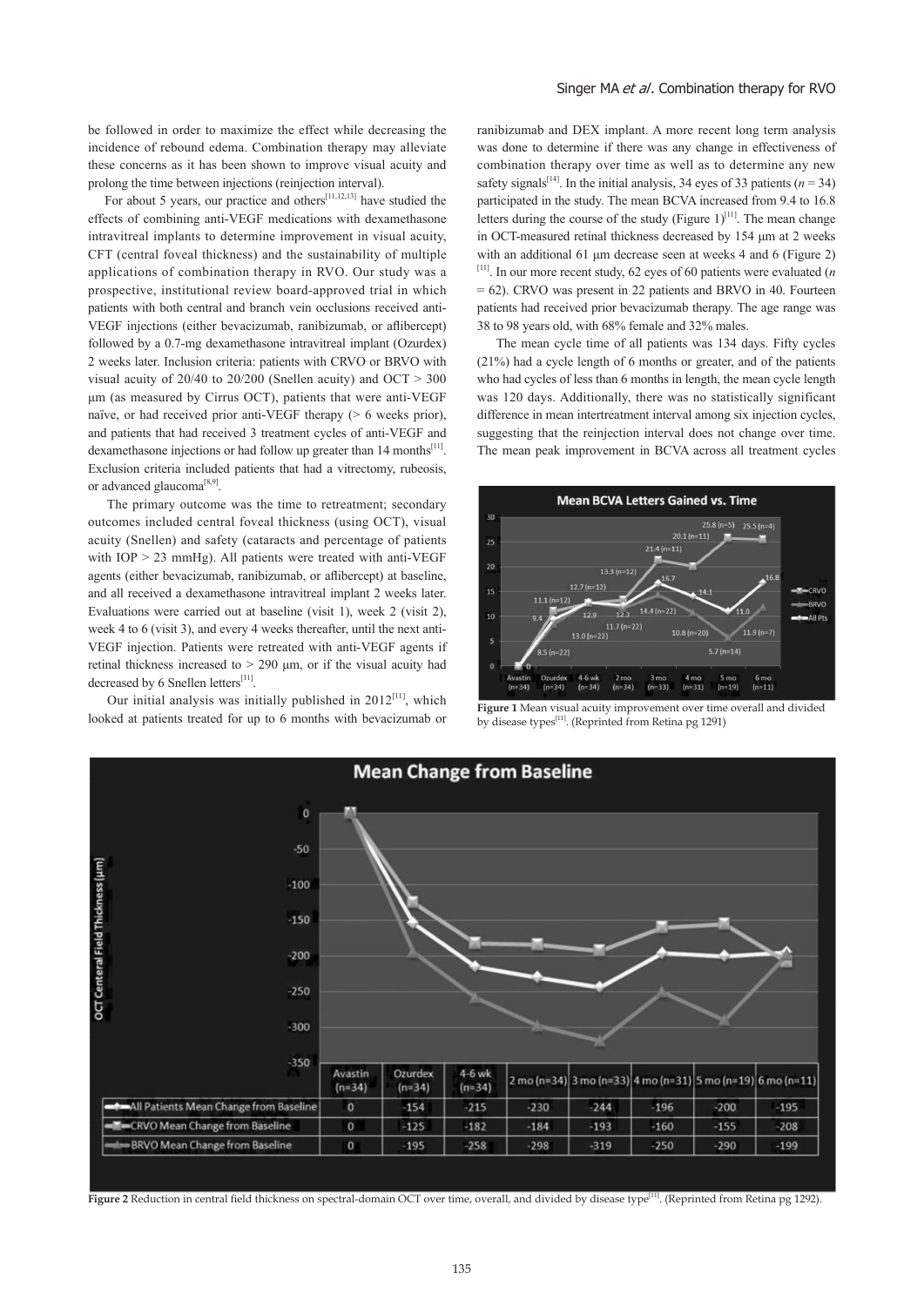be followed in order to maximize the effect while decreasing the incidence of rebound edema. Combination therapy may alleviate these concerns as it has been shown to improve visual acuity and prolong the time between injections (reinjection interval).

For about 5 years, our practice and others[11,12,13] have studied the effects of combining anti-VEGF medications with dexamethasone intravitreal implants to determine improvement in visual acuity, CFT (central foveal thickness) and the sustainability of multiple applications of combination therapy in RVO. Our study was a prospective, institutional review board-approved trial in which patients with both central and branch vein occlusions received anti-VEGF injections (either bevacizumab, ranibizumab, or aflibercept) followed by a 0.7-mg dexamethasone intravitreal implant (Ozurdex) 2 weeks later. Inclusion criteria: patients with CRVO or BRVO with visual acuity of 20/40 to 20/200 (Snellen acuity) and OCT > 300 µm (as measured by Cirrus OCT), patients that were anti-VEGF naïve, or had received prior anti-VEGF therapy (> 6 weeks prior), and patients that had received 3 treatment cycles of anti-VEGF and dexamethasone injections or had follow up greater than 14 months[11]. Exclusion criteria included patients that had a vitrectomy, rubeosis, or advanced glaucoma[8,9].

The primary outcome was the time to retreatment; secondary outcomes included central foveal thickness (using OCT), visual acuity (Snellen) and safety (cataracts and percentage of patients with IOP > 23 mmHg). All patients were treated with anti-VEGF agents (either bevacizumab, ranibizumab, or aflibercept) at baseline, and all received a dexamethasone intravitreal implant 2 weeks later. Evaluations were carried out at baseline (visit 1), week 2 (visit 2), week 4 to 6 (visit 3), and every 4 weeks thereafter, until the next anti-VEGF injection. Patients were retreated with anti-VEGF agents if retinal thickness increased to > 290 µm, or if the visual acuity had decreased by 6 Snellen letters[11].

Our initial analysis was initially published in 2012[11], which looked at patients treated for up to 6 months with bevacizumab or ranibizumab and DEX implant. A more recent long term analysis was done to determine if there was any change in effectiveness of combination therapy over time as well as to determine any new safety signals[14]. In the initial analysis, 34 eyes of 33 patients ($n$ = 34) participated in the study. The mean BCVA increased from 9.4 to 16.8 letters during the course of the study (Figure 1)[11]. The mean change in OCT-measured retinal thickness decreased by 154 µm at 2 weeks with an additional 61 µm decrease seen at weeks 4 and 6 (Figure 2)[11]. In our more recent study, 62 eyes of 60 patients were evaluated ($n$ = 62). CRVO was present in 22 patients and BRVO in 40. Fourteen patients had received prior bevacizumab therapy. The age range was 38 to 98 years old, with 68% female and 32% males.

The mean cycle time of all patients was 134 days. Fifty cycles (21%) had a cycle length of 6 months or greater, and of the patients who had cycles of less than 6 months in length, the mean cycle length was 120 days. Additionally, there was no statistically significant difference in mean intertreatment interval among six injection cycles, suggesting that the reinjection interval does not change over time. The mean peak improvement in BCVA across all treatment cycles

**Figure 1** Mean visual acuity improvement over time overall and divided by disease types[11]. (Reprinted from Retina pg 1291)

**Mean Change from Baseline**

| | Avastin (n=34) | Ozurdex (n=34) | 4-6 wk (n=34) | 2 mo (n=34) | 3 mo (n=33) | 4 mo (n=31) | 5 mo (n=19) | 6 mo (n=11) |
|---|---|---|---|---|---|---|---|---|
| All Patients Mean Change from Baseline | 0 | -154 | -215 | -230 | -244 | -196 | -200 | -195 |
| CRVO Mean Change from Baseline | 0 | -125 | -182 | -184 | -193 | -160 | -155 | -208 |
| BRVO Mean Change from Baseline | 0 | -195 | -258 | -298 | -319 | -250 | -290 | -199 |

**Figure 2** Reduction in central field thickness on spectral-domain OCT over time, overall, and divided by disease type[11]. (Reprinted from Retina pg 1292).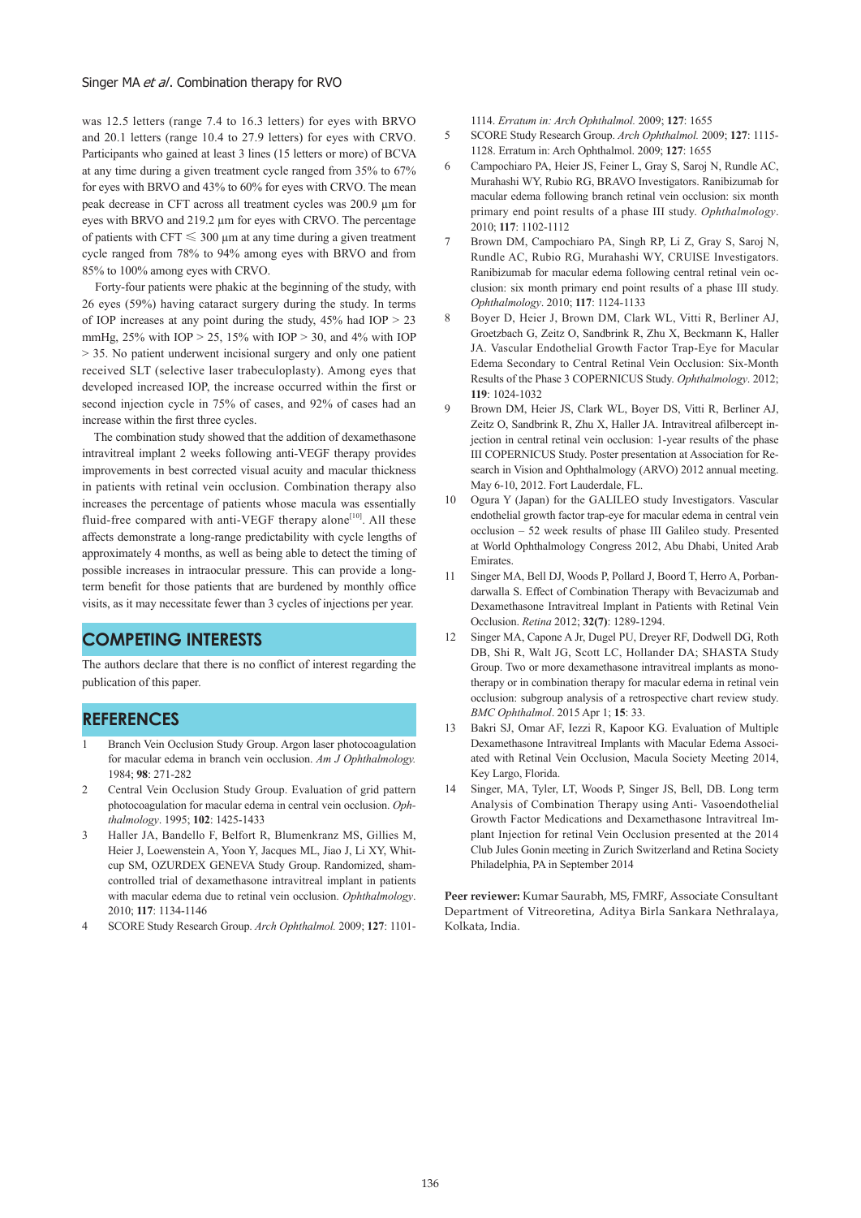was 12.5 letters (range 7.4 to 16.3 letters) for eyes with BRVO and 20.1 letters (range 10.4 to 27.9 letters) for eyes with CRVO. Participants who gained at least 3 lines (15 letters or more) of BCVA at any time during a given treatment cycle ranged from 35% to 67% for eyes with BRVO and 43% to 60% for eyes with CRVO. The mean peak decrease in CFT across all treatment cycles was 200.9 µm for eyes with BRVO and 219.2 µm for eyes with CRVO. The percentage of patients with CFT ≤ 300 µm at any time during a given treatment cycle ranged from 78% to 94% among eyes with BRVO and from 85% to 100% among eyes with CRVO.

Forty-four patients were phakic at the beginning of the study, with 26 eyes (59%) having cataract surgery during the study. In terms of IOP increases at any point during the study, 45% had IOP > 23 mmHg, 25% with IOP > 25, 15% with IOP > 30, and 4% with IOP > 35. No patient underwent incisional surgery and only one patient received SLT (selective laser trabeculoplasty). Among eyes that developed increased IOP, the increase occurred within the first or second injection cycle in 75% of cases, and 92% of cases had an increase within the first three cycles.

The combination study showed that the addition of dexamethasone intravitreal implant 2 weeks following anti-VEGF therapy provides improvements in best corrected visual acuity and macular thickness in patients with retinal vein occlusion. Combination therapy also increases the percentage of patients whose macula was essentially fluid-free compared with anti-VEGF therapy alone[10]. All these affects demonstrate a long-range predictability with cycle lengths of approximately 4 months, as well as being able to detect the timing of possible increases in intraocular pressure. This can provide a long-term benefit for those patients that are burdened by monthly office visits, as it may necessitate fewer than 3 cycles of injections per year.

## COMPETING INTERESTS

The authors declare that there is no conflict of interest regarding the publication of this paper.

## REFERENCES

1. Branch Vein Occlusion Study Group. Argon laser photocoagulation for macular edema in branch vein occlusion. *Am J Ophthalmology.* 1984; **98**: 271-282
2. Central Vein Occlusion Study Group. Evaluation of grid pattern photocoagulation for macular edema in central vein occlusion. *Ophthalmology*. 1995; **102**: 1425-1433
3. Haller JA, Bandello F, Belfort R, Blumenkranz MS, Gillies M, Heier J, Loewenstein A, Yoon Y, Jacques ML, Jiao J, Li XY, Whitcup SM, OZURDEX GENEVA Study Group. Randomized, sham-controlled trial of dexamethasone intravitreal implant in patients with macular edema due to retinal vein occlusion. *Ophthalmology*. 2010; **117**: 1134-1146
4. SCORE Study Research Group. *Arch Ophthalmol.* 2009; **127**: 1101-1114. *Erratum in: Arch Ophthalmol.* 2009; **127**: 1655
5. SCORE Study Research Group. *Arch Ophthalmol.* 2009; **127**: 1115-1128. Erratum in: Arch Ophthalmol. 2009; **127**: 1655
6. Campochiaro PA, Heier JS, Feiner L, Gray S, Saroj N, Rundle AC, Murahashi WY, Rubio RG, BRAVO Investigators. Ranibizumab for macular edema following branch retinal vein occlusion: six month primary end point results of a phase III study. *Ophthalmology*. 2010; **117**: 1102-1112
7. Brown DM, Campochiaro PA, Singh RP, Li Z, Gray S, Saroj N, Rundle AC, Rubio RG, Murahashi WY, CRUISE Investigators. Ranibizumab for macular edema following central retinal vein occlusion: six month primary end point results of a phase III study. *Ophthalmology*. 2010; **117**: 1124-1133
8. Boyer D, Heier J, Brown DM, Clark WL, Vitti R, Berliner AJ, Groetzbach G, Zeitz O, Sandbrink R, Zhu X, Beckmann K, Haller JA. Vascular Endothelial Growth Factor Trap-Eye for Macular Edema Secondary to Central Retinal Vein Occlusion: Six-Month Results of the Phase 3 COPERNICUS Study. *Ophthalmology*. 2012; **119**: 1024-1032
9. Brown DM, Heier JS, Clark WL, Boyer DS, Vitti R, Berliner AJ, Zeitz O, Sandbrink R, Zhu X, Haller JA. Intravitreal aflibercept injection in central retinal vein occlusion: 1-year results of the phase III COPERNICUS Study. Poster presentation at Association for Research in Vision and Ophthalmology (ARVO) 2012 annual meeting. May 6-10, 2012. Fort Lauderdale, FL.
10. Ogura Y (Japan) for the GALILEO study Investigators. Vascular endothelial growth factor trap-eye for macular edema in central vein occlusion – 52 week results of phase III Galileo study. Presented at World Ophthalmology Congress 2012, Abu Dhabi, United Arab Emirates.
11. Singer MA, Bell DJ, Woods P, Pollard J, Boord T, Herro A, Porbandarwalla S. Effect of Combination Therapy with Bevacizumab and Dexamethasone Intravitreal Implant in Patients with Retinal Vein Occlusion. *Retina* 2012; **32(7)**: 1289-1294.
12. Singer MA, Capone A Jr, Dugel PU, Dreyer RF, Dodwell DG, Roth DB, Shi R, Walt JG, Scott LC, Hollander DA; SHASTA Study Group. Two or more dexamethasone intravitreal implants as monotherapy or in combination therapy for macular edema in retinal vein occlusion: subgroup analysis of a retrospective chart review study. *BMC Ophthalmol*. 2015 Apr 1; **15**: 33.
13. Bakri SJ, Omar AF, Iezzi R, Kapoor KG. Evaluation of Multiple Dexamethasone Intravitreal Implants with Macular Edema Associated with Retinal Vein Occlusion, Macula Society Meeting 2014, Key Largo, Florida.
14. Singer, MA, Tyler, LT, Woods P, Singer JS, Bell, DB. Long term Analysis of Combination Therapy using Anti- Vasoendothelial Growth Factor Medications and Dexamethasone Intravitreal Implant Injection for retinal Vein Occlusion presented at the 2014 Club Jules Gonin meeting in Zurich Switzerland and Retina Society Philadelphia, PA in September 2014

**Peer reviewer:** Kumar Saurabh, MS, FMRF, Associate Consultant Department of Vitreoretina, Aditya Birla Sankara Nethralaya, Kolkata, India.